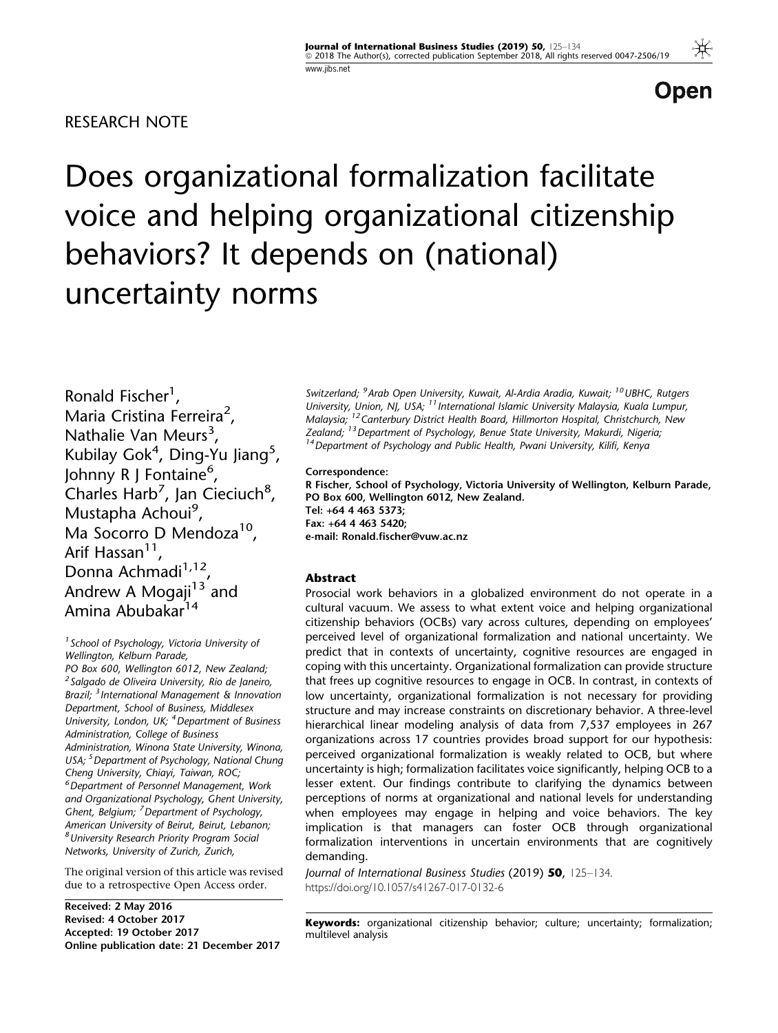RESEARCH NOTE

# Does organizational formalization facilitate voice and helping organizational citizenship behaviors? It depends on (national) uncertainty norms

Ronald Fischer[1], Maria Cristina Ferreira[2], Nathalie Van Meurs[3], Kubilay Gok[4], Ding-Yu Jiang[5], Johnny R J Fontaine[6], Charles Harb[7], Jan Cieciuch[8], Mustapha Achoui[9], Ma Socorro D Mendoza[10], Arif Hassan[11], Donna Achmadi[1,12], Andrew A Mogaji[13] and Amina Abubakar[14]

[1] School of Psychology, Victoria University of Wellington, Kelburn Parade, PO Box 600, Wellington 6012, New Zealand; [2] Salgado de Oliveira University, Rio de Janeiro, Brazil; [3] International Management & Innovation Department, School of Business, Middlesex University, London, UK; [4] Department of Business Administration, College of Business Administration, Winona State University, Winona, USA; [5] Department of Psychology, National Chung Cheng University, Chiayi, Taiwan, ROC; [6] Department of Personnel Management, Work and Organizational Psychology, Ghent University, Ghent, Belgium; [7] Department of Psychology, American University of Beirut, Beirut, Lebanon; [8] University Research Priority Program Social Networks, University of Zurich, Zurich, Switzerland; [9] Arab Open University, Kuwait, Al-Ardia Aradia, Kuwait; [10] UBHC, Rutgers University, Union, NJ, USA; [11] International Islamic University Malaysia, Kuala Lumpur, Malaysia; [12] Canterbury District Health Board, Hillmorton Hospital, Christchurch, New Zealand; [13] Department of Psychology, Benue State University, Makurdi, Nigeria; [14] Department of Psychology and Public Health, Pwani University, Kilifi, Kenya

The original version of this article was revised due to a retrospective Open Access order.

**Received:** 2 May 2016
**Revised:** 4 October 2017
**Accepted:** 19 October 2017
**Online publication date:** 21 December 2017

**Correspondence:**
R Fischer, School of Psychology, Victoria University of Wellington, Kelburn Parade, PO Box 600, Wellington 6012, New Zealand.
Tel: +64 4 463 5373;
Fax: +64 4 463 5420;
e-mail: Ronald.fischer@vuw.ac.nz

## Abstract

Prosocial work behaviors in a globalized environment do not operate in a cultural vacuum. We assess to what extent voice and helping organizational citizenship behaviors (OCBs) vary across cultures, depending on employees' perceived level of organizational formalization and national uncertainty. We predict that in contexts of uncertainty, cognitive resources are engaged in coping with this uncertainty. Organizational formalization can provide structure that frees up cognitive resources to engage in OCB. In contrast, in contexts of low uncertainty, organizational formalization is not necessary for providing structure and may increase constraints on discretionary behavior. A three-level hierarchical linear modeling analysis of data from 7,537 employees in 267 organizations across 17 countries provides broad support for our hypothesis: perceived organizational formalization is weakly related to OCB, but where uncertainty is high; formalization facilitates voice significantly, helping OCB to a lesser extent. Our findings contribute to clarifying the dynamics between perceptions of norms at organizational and national levels for understanding when employees may engage in helping and voice behaviors. The key implication is that managers can foster OCB through organizational formalization interventions in uncertain environments that are cognitively demanding.

*Journal of International Business Studies* (2019) **50**, 125–134.
https://doi.org/10.1057/s41267-017-0132-6

**Keywords:** organizational citizenship behavior; culture; uncertainty; formalization; multilevel analysis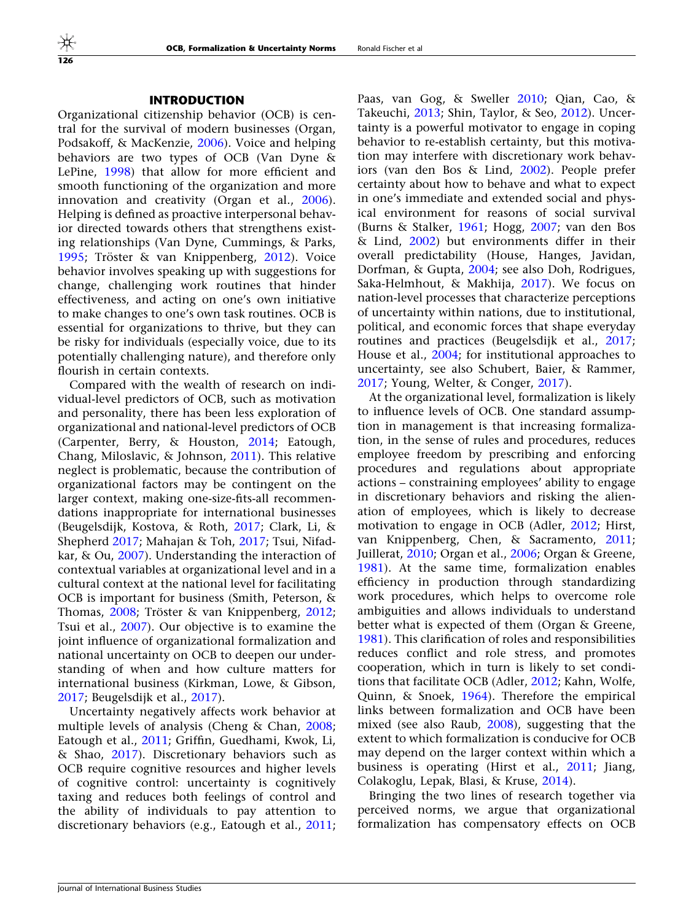## INTRODUCTION

Organizational citizenship behavior (OCB) is central for the survival of modern businesses (Organ, Podsakoff, & MacKenzie, 2006). Voice and helping behaviors are two types of OCB (Van Dyne & LePine, 1998) that allow for more efficient and smooth functioning of the organization and more innovation and creativity (Organ et al., 2006). Helping is defined as proactive interpersonal behavior directed towards others that strengthens existing relationships (Van Dyne, Cummings, & Parks, 1995; Tröster & van Knippenberg, 2012). Voice behavior involves speaking up with suggestions for change, challenging work routines that hinder effectiveness, and acting on one's own initiative to make changes to one's own task routines. OCB is essential for organizations to thrive, but they can be risky for individuals (especially voice, due to its potentially challenging nature), and therefore only flourish in certain contexts.

Compared with the wealth of research on individual-level predictors of OCB, such as motivation and personality, there has been less exploration of organizational and national-level predictors of OCB (Carpenter, Berry, & Houston, 2014; Eatough, Chang, Miloslavic, & Johnson, 2011). This relative neglect is problematic, because the contribution of organizational factors may be contingent on the larger context, making one-size-fits-all recommendations inappropriate for international businesses (Beugelsdijk, Kostova, & Roth, 2017; Clark, Li, & Shepherd 2017; Mahajan & Toh, 2017; Tsui, Nifadkar, & Ou, 2007). Understanding the interaction of contextual variables at organizational level and in a cultural context at the national level for facilitating OCB is important for business (Smith, Peterson, & Thomas, 2008; Tröster & van Knippenberg, 2012; Tsui et al., 2007). Our objective is to examine the joint influence of organizational formalization and national uncertainty on OCB to deepen our understanding of when and how culture matters for international business (Kirkman, Lowe, & Gibson, 2017; Beugelsdijk et al., 2017).

Uncertainty negatively affects work behavior at multiple levels of analysis (Cheng & Chan, 2008; Eatough et al., 2011; Griffin, Guedhami, Kwok, Li, & Shao, 2017). Discretionary behaviors such as OCB require cognitive resources and higher levels of cognitive control: uncertainty is cognitively taxing and reduces both feelings of control and the ability of individuals to pay attention to discretionary behaviors (e.g., Eatough et al., 2011; Paas, van Gog, & Sweller 2010; Qian, Cao, & Takeuchi, 2013; Shin, Taylor, & Seo, 2012). Uncertainty is a powerful motivator to engage in coping behavior to re-establish certainty, but this motivation may interfere with discretionary work behaviors (van den Bos & Lind, 2002). People prefer certainty about how to behave and what to expect in one's immediate and extended social and physical environment for reasons of social survival (Burns & Stalker, 1961; Hogg, 2007; van den Bos & Lind, 2002) but environments differ in their overall predictability (House, Hanges, Javidan, Dorfman, & Gupta, 2004; see also Doh, Rodrigues, Saka-Helmhout, & Makhija, 2017). We focus on nation-level processes that characterize perceptions of uncertainty within nations, due to institutional, political, and economic forces that shape everyday routines and practices (Beugelsdijk et al., 2017; House et al., 2004; for institutional approaches to uncertainty, see also Schubert, Baier, & Rammer, 2017; Young, Welter, & Conger, 2017).

At the organizational level, formalization is likely to influence levels of OCB. One standard assumption in management is that increasing formalization, in the sense of rules and procedures, reduces employee freedom by prescribing and enforcing procedures and regulations about appropriate actions – constraining employees' ability to engage in discretionary behaviors and risking the alienation of employees, which is likely to decrease motivation to engage in OCB (Adler, 2012; Hirst, van Knippenberg, Chen, & Sacramento, 2011; Juillerat, 2010; Organ et al., 2006; Organ & Greene, 1981). At the same time, formalization enables efficiency in production through standardizing work procedures, which helps to overcome role ambiguities and allows individuals to understand better what is expected of them (Organ & Greene, 1981). This clarification of roles and responsibilities reduces conflict and role stress, and promotes cooperation, which in turn is likely to set conditions that facilitate OCB (Adler, 2012; Kahn, Wolfe, Quinn, & Snoek, 1964). Therefore the empirical links between formalization and OCB have been mixed (see also Raub, 2008), suggesting that the extent to which formalization is conducive for OCB may depend on the larger context within which a business is operating (Hirst et al., 2011; Jiang, Colakoglu, Lepak, Blasi, & Kruse, 2014).

Bringing the two lines of research together via perceived norms, we argue that organizational formalization has compensatory effects on OCB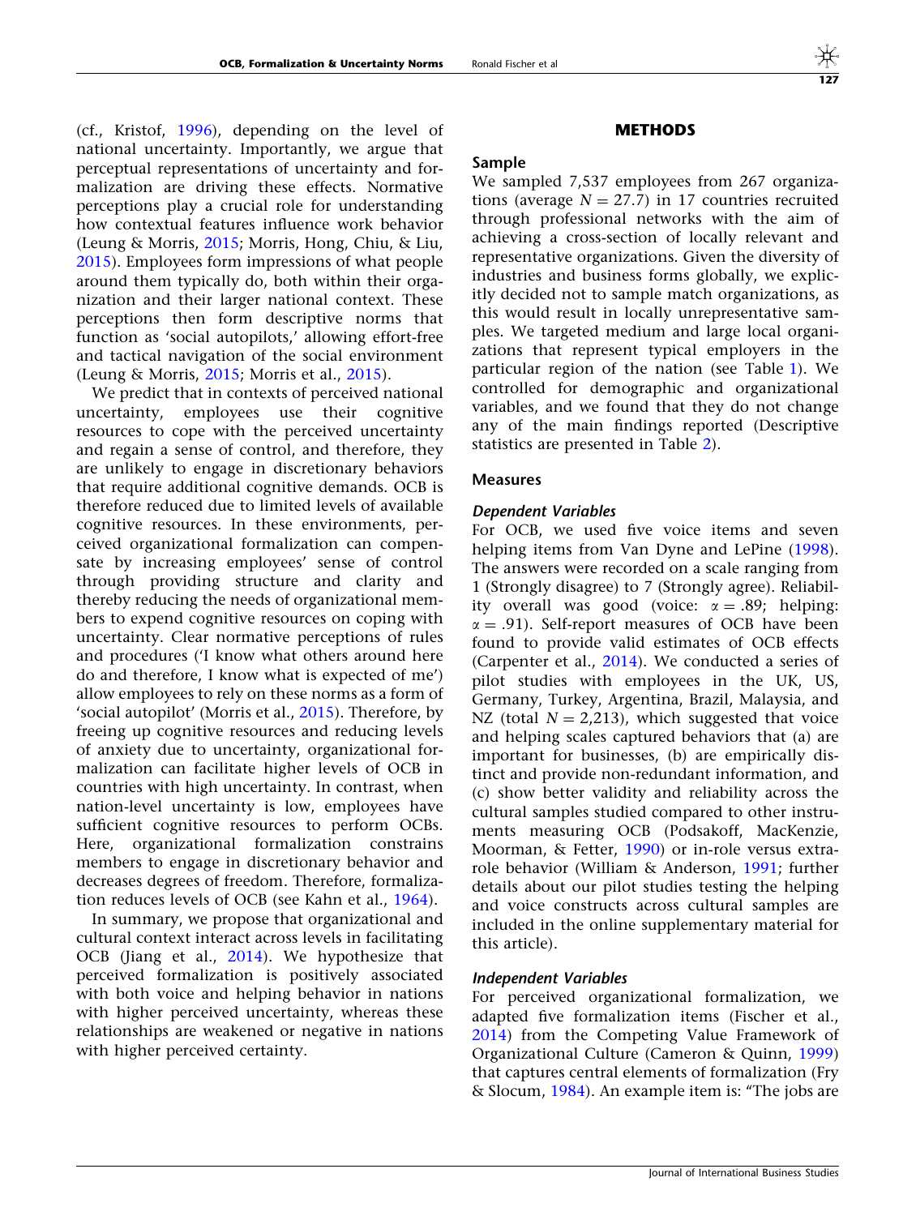(cf., Kristof, 1996), depending on the level of national uncertainty. Importantly, we argue that perceptual representations of uncertainty and formalization are driving these effects. Normative perceptions play a crucial role for understanding how contextual features influence work behavior (Leung & Morris, 2015; Morris, Hong, Chiu, & Liu, 2015). Employees form impressions of what people around them typically do, both within their organization and their larger national context. These perceptions then form descriptive norms that function as 'social autopilots,' allowing effort-free and tactical navigation of the social environment (Leung & Morris, 2015; Morris et al., 2015).

We predict that in contexts of perceived national uncertainty, employees use their cognitive resources to cope with the perceived uncertainty and regain a sense of control, and therefore, they are unlikely to engage in discretionary behaviors that require additional cognitive demands. OCB is therefore reduced due to limited levels of available cognitive resources. In these environments, perceived organizational formalization can compensate by increasing employees' sense of control through providing structure and clarity and thereby reducing the needs of organizational members to expend cognitive resources on coping with uncertainty. Clear normative perceptions of rules and procedures ('I know what others around here do and therefore, I know what is expected of me') allow employees to rely on these norms as a form of 'social autopilot' (Morris et al., 2015). Therefore, by freeing up cognitive resources and reducing levels of anxiety due to uncertainty, organizational formalization can facilitate higher levels of OCB in countries with high uncertainty. In contrast, when nation-level uncertainty is low, employees have sufficient cognitive resources to perform OCBs. Here, organizational formalization constrains members to engage in discretionary behavior and decreases degrees of freedom. Therefore, formalization reduces levels of OCB (see Kahn et al., 1964).

In summary, we propose that organizational and cultural context interact across levels in facilitating OCB (Jiang et al., 2014). We hypothesize that perceived formalization is positively associated with both voice and helping behavior in nations with higher perceived uncertainty, whereas these relationships are weakened or negative in nations with higher perceived certainty.

## METHODS

### Sample

We sampled 7,537 employees from 267 organizations (average $N = 27.7$) in 17 countries recruited through professional networks with the aim of achieving a cross-section of locally relevant and representative organizations. Given the diversity of industries and business forms globally, we explicitly decided not to sample match organizations, as this would result in locally unrepresentative samples. We targeted medium and large local organizations that represent typical employers in the particular region of the nation (see Table 1). We controlled for demographic and organizational variables, and we found that they do not change any of the main findings reported (Descriptive statistics are presented in Table 2).

### Measures

#### *Dependent Variables*

For OCB, we used five voice items and seven helping items from Van Dyne and LePine (1998). The answers were recorded on a scale ranging from 1 (Strongly disagree) to 7 (Strongly agree). Reliability overall was good (voice: $\alpha = .89$; helping: $\alpha = .91$). Self-report measures of OCB have been found to provide valid estimates of OCB effects (Carpenter et al., 2014). We conducted a series of pilot studies with employees in the UK, US, Germany, Turkey, Argentina, Brazil, Malaysia, and NZ (total $N = 2{,}213$), which suggested that voice and helping scales captured behaviors that (a) are important for businesses, (b) are empirically distinct and provide non-redundant information, and (c) show better validity and reliability across the cultural samples studied compared to other instruments measuring OCB (Podsakoff, MacKenzie, Moorman, & Fetter, 1990) or in-role versus extra-role behavior (William & Anderson, 1991; further details about our pilot studies testing the helping and voice constructs across cultural samples are included in the online supplementary material for this article).

#### *Independent Variables*

For perceived organizational formalization, we adapted five formalization items (Fischer et al., 2014) from the Competing Value Framework of Organizational Culture (Cameron & Quinn, 1999) that captures central elements of formalization (Fry & Slocum, 1984). An example item is: "The jobs are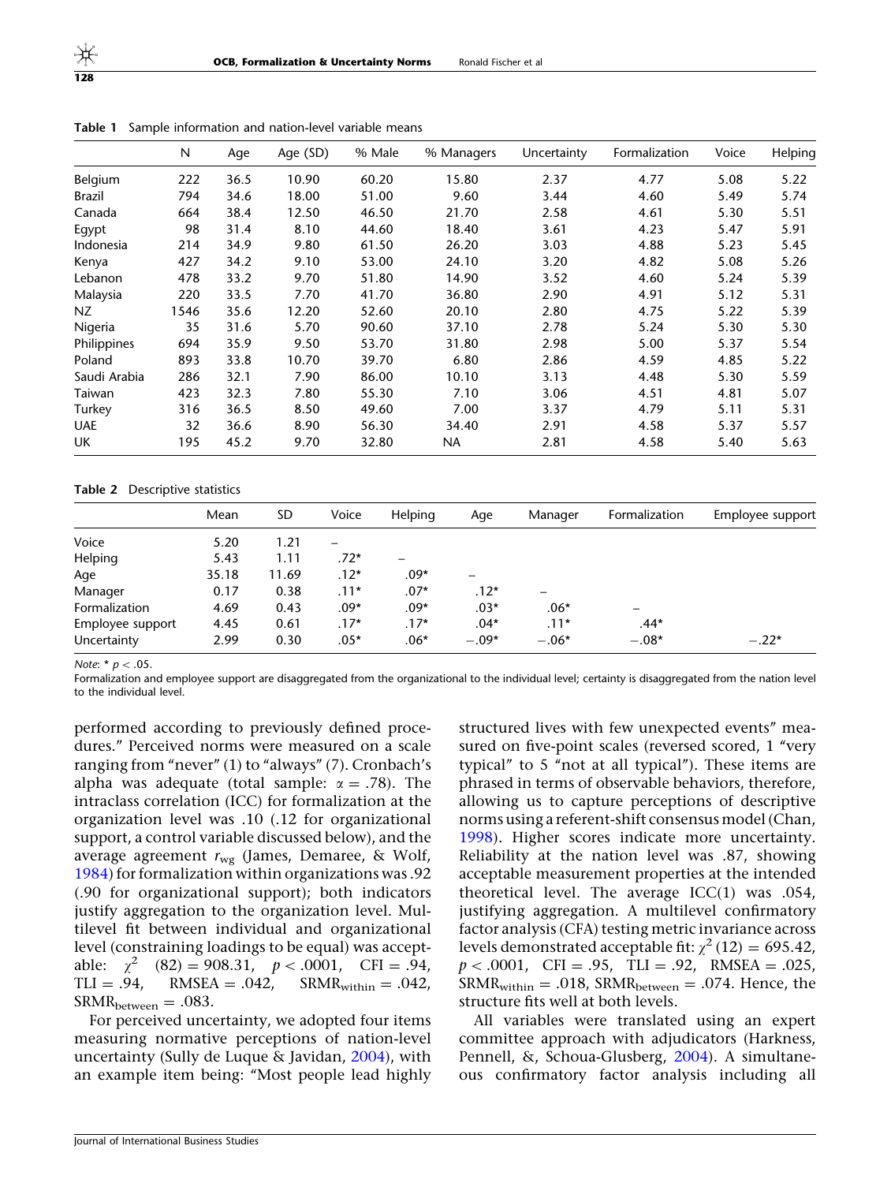Table 1 Sample information and nation-level variable means

| | N | Age | Age (SD) | % Male | % Managers | Uncertainty | Formalization | Voice | Helping |
|---|---|---|---|---|---|---|---|---|---|
| Belgium | 222 | 36.5 | 10.90 | 60.20 | 15.80 | 2.37 | 4.77 | 5.08 | 5.22 |
| Brazil | 794 | 34.6 | 18.00 | 51.00 | 9.60 | 3.44 | 4.60 | 5.49 | 5.74 |
| Canada | 664 | 38.4 | 12.50 | 46.50 | 21.70 | 2.58 | 4.61 | 5.30 | 5.51 |
| Egypt | 98 | 31.4 | 8.10 | 44.60 | 18.40 | 3.61 | 4.23 | 5.47 | 5.91 |
| Indonesia | 214 | 34.9 | 9.80 | 61.50 | 26.20 | 3.03 | 4.88 | 5.23 | 5.45 |
| Kenya | 427 | 34.2 | 9.10 | 53.00 | 24.10 | 3.20 | 4.82 | 5.08 | 5.26 |
| Lebanon | 478 | 33.2 | 9.70 | 51.80 | 14.90 | 3.52 | 4.60 | 5.24 | 5.39 |
| Malaysia | 220 | 33.5 | 7.70 | 41.70 | 36.80 | 2.90 | 4.91 | 5.12 | 5.31 |
| NZ | 1546 | 35.6 | 12.20 | 52.60 | 20.10 | 2.80 | 4.75 | 5.22 | 5.39 |
| Nigeria | 35 | 31.6 | 5.70 | 90.60 | 37.10 | 2.78 | 5.24 | 5.30 | 5.30 |
| Philippines | 694 | 35.9 | 9.50 | 53.70 | 31.80 | 2.98 | 5.00 | 5.37 | 5.54 |
| Poland | 893 | 33.8 | 10.70 | 39.70 | 6.80 | 2.86 | 4.59 | 4.85 | 5.22 |
| Saudi Arabia | 286 | 32.1 | 7.90 | 86.00 | 10.10 | 3.13 | 4.48 | 5.30 | 5.59 |
| Taiwan | 423 | 32.3 | 7.80 | 55.30 | 7.10 | 3.06 | 4.51 | 4.81 | 5.07 |
| Turkey | 316 | 36.5 | 8.50 | 49.60 | 7.00 | 3.37 | 4.79 | 5.11 | 5.31 |
| UAE | 32 | 36.6 | 8.90 | 56.30 | 34.40 | 2.91 | 4.58 | 5.37 | 5.57 |
| UK | 195 | 45.2 | 9.70 | 32.80 | NA | 2.81 | 4.58 | 5.40 | 5.63 |

Table 2 Descriptive statistics

| | Mean | SD | Voice | Helping | Age | Manager | Formalization | Employee support |
|---|---|---|---|---|---|---|---|---|
| Voice | 5.20 | 1.21 | – | | | | | |
| Helping | 5.43 | 1.11 | .72* | – | | | | |
| Age | 35.18 | 11.69 | .12* | .09* | – | | | |
| Manager | 0.17 | 0.38 | .11* | .07* | .12* | – | | |
| Formalization | 4.69 | 0.43 | .09* | .09* | .03* | .06* | – | |
| Employee support | 4.45 | 0.61 | .17* | .17* | .04* | .11* | .44* | |
| Uncertainty | 2.99 | 0.30 | .05* | .06* | −.09* | −.06* | −.08* | −.22* |

*Note*: * $p < .05$.
Formalization and employee support are disaggregated from the organizational to the individual level; certainty is disaggregated from the nation level to the individual level.

performed according to previously defined procedures." Perceived norms were measured on a scale ranging from "never" (1) to "always" (7). Cronbach's alpha was adequate (total sample: $\alpha = .78$). The intraclass correlation (ICC) for formalization at the organization level was .10 (.12 for organizational support, a control variable discussed below), and the average agreement $r_{wg}$ (James, Demaree, & Wolf, 1984) for formalization within organizations was .92 (.90 for organizational support); both indicators justify aggregation to the organization level. Multilevel fit between individual and organizational level (constraining loadings to be equal) was acceptable: $\chi^2$ (82) = 908.31, $p < .0001$, CFI = .94, TLI = .94, RMSEA = .042, $SRMR_{within} = .042$, $SRMR_{between} = .083$.

For perceived uncertainty, we adopted four items measuring normative perceptions of nation-level uncertainty (Sully de Luque & Javidan, 2004), with an example item being: "Most people lead highly structured lives with few unexpected events" measured on five-point scales (reversed scored, 1 "very typical" to 5 "not at all typical"). These items are phrased in terms of observable behaviors, therefore, allowing us to capture perceptions of descriptive norms using a referent-shift consensus model (Chan, 1998). Higher scores indicate more uncertainty. Reliability at the nation level was .87, showing acceptable measurement properties at the intended theoretical level. The average ICC(1) was .054, justifying aggregation. A multilevel confirmatory factor analysis (CFA) testing metric invariance across levels demonstrated acceptable fit: $\chi^2$ (12) = 695.42, $p < .0001$, CFI = .95, TLI = .92, RMSEA = .025, $SRMR_{within} = .018$, $SRMR_{between} = .074$. Hence, the structure fits well at both levels.

All variables were translated using an expert committee approach with adjudicators (Harkness, Pennell, &, Schoua-Glusberg, 2004). A simultaneous confirmatory factor analysis including all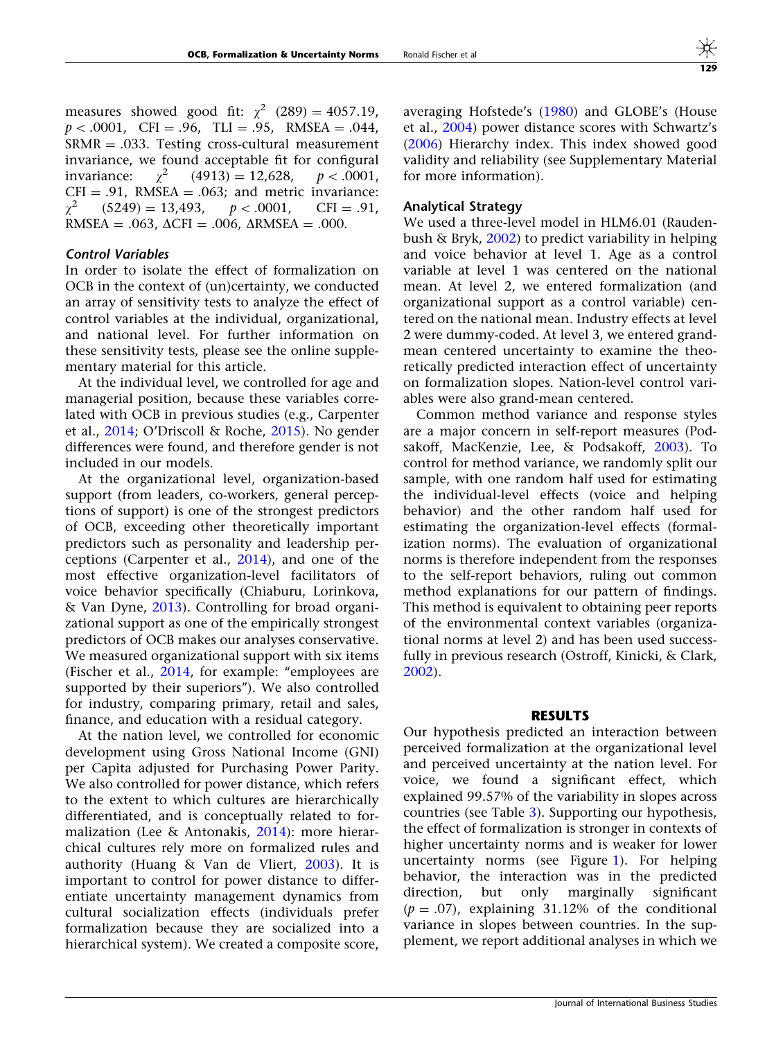measures showed good fit: $\chi^2$ (289) = 4057.19, $p < .0001$, CFI = .96, TLI = .95, RMSEA = .044, SRMR = .033. Testing cross-cultural measurement invariance, we found acceptable fit for configural invariance: $\chi^2$ (4913) = 12,628, $p < .0001$, CFI = .91, RMSEA = .063; and metric invariance: $\chi^2$ (5249) = 13,493, $p < .0001$, CFI = .91, RMSEA = .063, $\Delta$CFI = .006, $\Delta$RMSEA = .000.

### *Control Variables*

In order to isolate the effect of formalization on OCB in the context of (un)certainty, we conducted an array of sensitivity tests to analyze the effect of control variables at the individual, organizational, and national level. For further information on these sensitivity tests, please see the online supplementary material for this article.

At the individual level, we controlled for age and managerial position, because these variables correlated with OCB in previous studies (e.g., Carpenter et al., 2014; O'Driscoll & Roche, 2015). No gender differences were found, and therefore gender is not included in our models.

At the organizational level, organization-based support (from leaders, co-workers, general perceptions of support) is one of the strongest predictors of OCB, exceeding other theoretically important predictors such as personality and leadership perceptions (Carpenter et al., 2014), and one of the most effective organization-level facilitators of voice behavior specifically (Chiaburu, Lorinkova, & Van Dyne, 2013). Controlling for broad organizational support as one of the empirically strongest predictors of OCB makes our analyses conservative. We measured organizational support with six items (Fischer et al., 2014, for example: "employees are supported by their superiors"). We also controlled for industry, comparing primary, retail and sales, finance, and education with a residual category.

At the nation level, we controlled for economic development using Gross National Income (GNI) per Capita adjusted for Purchasing Power Parity. We also controlled for power distance, which refers to the extent to which cultures are hierarchically differentiated, and is conceptually related to formalization (Lee & Antonakis, 2014): more hierarchical cultures rely more on formalized rules and authority (Huang & Van de Vliert, 2003). It is important to control for power distance to differentiate uncertainty management dynamics from cultural socialization effects (individuals prefer formalization because they are socialized into a hierarchical system). We created a composite score, averaging Hofstede's (1980) and GLOBE's (House et al., 2004) power distance scores with Schwartz's (2006) Hierarchy index. This index showed good validity and reliability (see Supplementary Material for more information).

### Analytical Strategy

We used a three-level model in HLM6.01 (Raudenbush & Bryk, 2002) to predict variability in helping and voice behavior at level 1. Age as a control variable at level 1 was centered on the national mean. At level 2, we entered formalization (and organizational support as a control variable) centered on the national mean. Industry effects at level 2 were dummy-coded. At level 3, we entered grand-mean centered uncertainty to examine the theoretically predicted interaction effect of uncertainty on formalization slopes. Nation-level control variables were also grand-mean centered.

Common method variance and response styles are a major concern in self-report measures (Podsakoff, MacKenzie, Lee, & Podsakoff, 2003). To control for method variance, we randomly split our sample, with one random half used for estimating the individual-level effects (voice and helping behavior) and the other random half used for estimating the organization-level effects (formalization norms). The evaluation of organizational norms is therefore independent from the responses to the self-report behaviors, ruling out common method explanations for our pattern of findings. This method is equivalent to obtaining peer reports of the environmental context variables (organizational norms at level 2) and has been used successfully in previous research (Ostroff, Kinicki, & Clark, 2002).

## RESULTS

Our hypothesis predicted an interaction between perceived formalization at the organizational level and perceived uncertainty at the nation level. For voice, we found a significant effect, which explained 99.57% of the variability in slopes across countries (see Table 3). Supporting our hypothesis, the effect of formalization is stronger in contexts of higher uncertainty norms and is weaker for lower uncertainty norms (see Figure 1). For helping behavior, the interaction was in the predicted direction, but only marginally significant ($p = .07$), explaining 31.12% of the conditional variance in slopes between countries. In the supplement, we report additional analyses in which we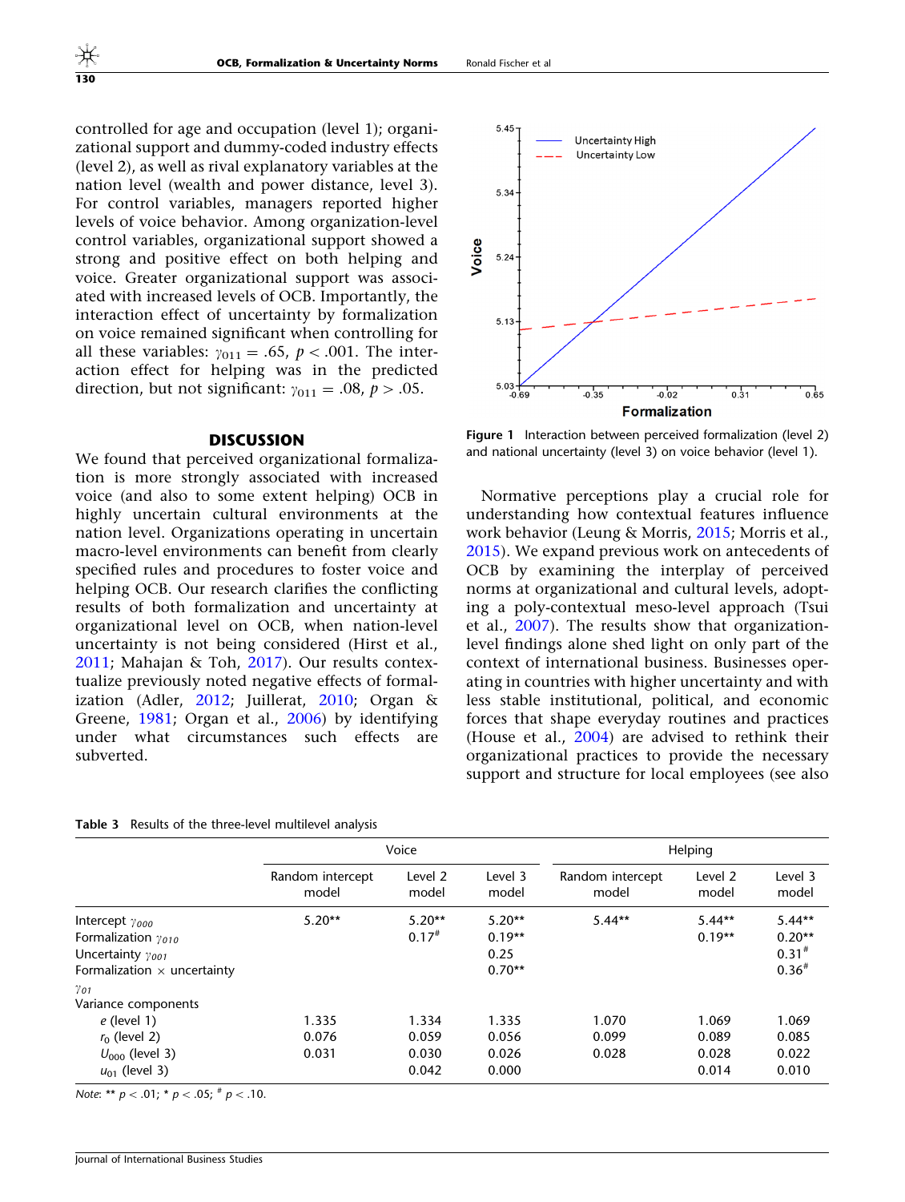controlled for age and occupation (level 1); organizational support and dummy-coded industry effects (level 2), as well as rival explanatory variables at the nation level (wealth and power distance, level 3). For control variables, managers reported higher levels of voice behavior. Among organization-level control variables, organizational support showed a strong and positive effect on both helping and voice. Greater organizational support was associated with increased levels of OCB. Importantly, the interaction effect of uncertainty by formalization on voice remained significant when controlling for all these variables: $\gamma_{011} = .65$, $p < .001$. The interaction effect for helping was in the predicted direction, but not significant: $\gamma_{011} = .08$, $p > .05$.

Figure 1 Interaction between perceived formalization (level 2) and national uncertainty (level 3) on voice behavior (level 1).

## DISCUSSION

We found that perceived organizational formalization is more strongly associated with increased voice (and also to some extent helping) OCB in highly uncertain cultural environments at the nation level. Organizations operating in uncertain macro-level environments can benefit from clearly specified rules and procedures to foster voice and helping OCB. Our research clarifies the conflicting results of both formalization and uncertainty at organizational level on OCB, when nation-level uncertainty is not being considered (Hirst et al., 2011; Mahajan & Toh, 2017). Our results contextualize previously noted negative effects of formalization (Adler, 2012; Juillerat, 2010; Organ & Greene, 1981; Organ et al., 2006) by identifying under what circumstances such effects are subverted.

Normative perceptions play a crucial role for understanding how contextual features influence work behavior (Leung & Morris, 2015; Morris et al., 2015). We expand previous work on antecedents of OCB by examining the interplay of perceived norms at organizational and cultural levels, adopting a poly-contextual meso-level approach (Tsui et al., 2007). The results show that organization-level findings alone shed light on only part of the context of international business. Businesses operating in countries with higher uncertainty and with less stable institutional, political, and economic forces that shape everyday routines and practices (House et al., 2004) are advised to rethink their organizational practices to provide the necessary support and structure for local employees (see also

Table 3 Results of the three-level multilevel analysis

| | Voice | | | Helping | | |
|---|---|---|---|---|---|---|
| | Random intercept model | Level 2 model | Level 3 model | Random intercept model | Level 2 model | Level 3 model |
| Intercept $\gamma_{000}$ | 5.20** | 5.20** | 5.20** | 5.44** | 5.44** | 5.44** |
| Formalization $\gamma_{010}$ | | 0.17# | 0.19** | | 0.19** | 0.20** |
| Uncertainty $\gamma_{001}$ | | | 0.25 | | | 0.31# |
| Formalization × uncertainty $\gamma_{01}$ | | | 0.70** | | | 0.36# |
| Variance components | | | | | | |
| *e* (level 1) | 1.335 | 1.334 | 1.335 | 1.070 | 1.069 | 1.069 |
| $r_0$ (level 2) | 0.076 | 0.059 | 0.056 | 0.099 | 0.089 | 0.085 |
| $U_{000}$ (level 3) | 0.031 | 0.030 | 0.026 | 0.028 | 0.028 | 0.022 |
| $u_{01}$ (level 3) | | 0.042 | 0.000 | | 0.014 | 0.010 |

*Note*: ** $p < .01$; * $p < .05$; # $p < .10$.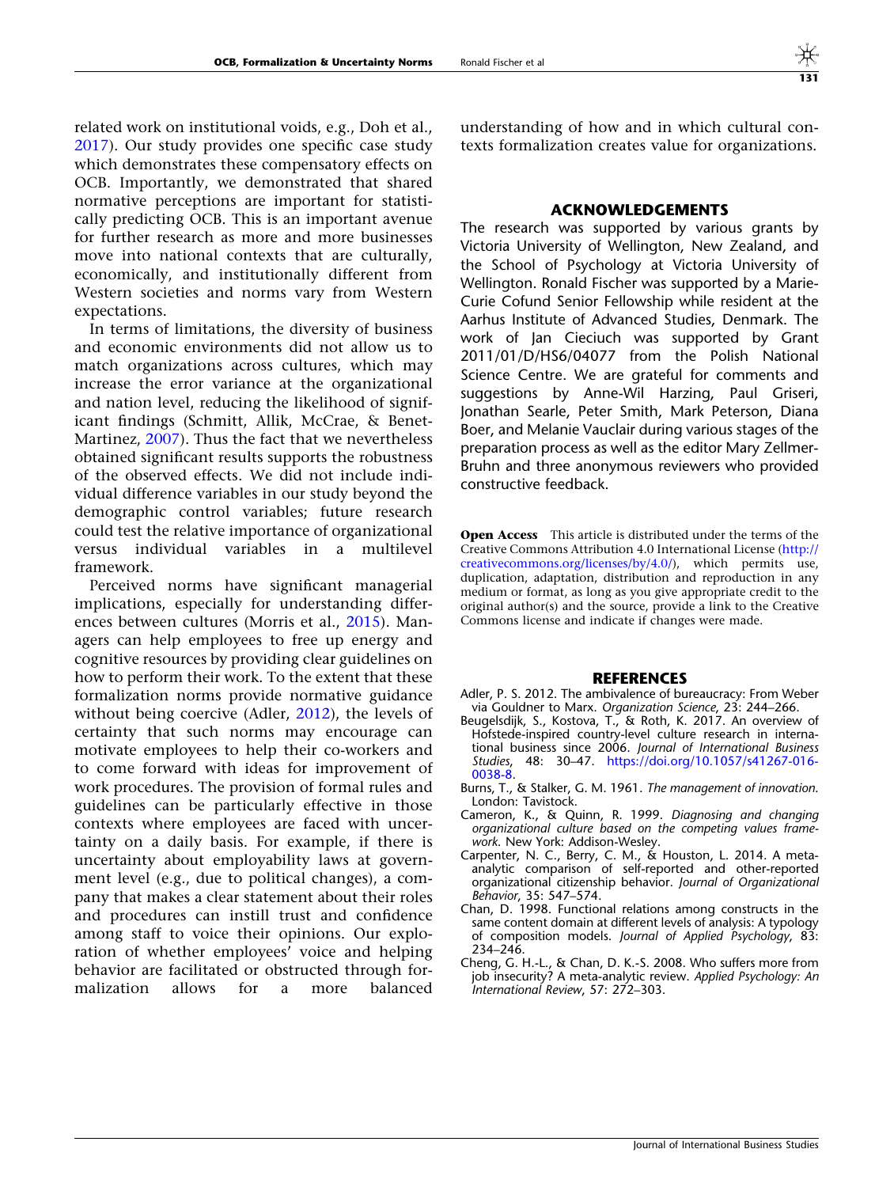related work on institutional voids, e.g., Doh et al., 2017). Our study provides one specific case study which demonstrates these compensatory effects on OCB. Importantly, we demonstrated that shared normative perceptions are important for statistically predicting OCB. This is an important avenue for further research as more and more businesses move into national contexts that are culturally, economically, and institutionally different from Western societies and norms vary from Western expectations.

In terms of limitations, the diversity of business and economic environments did not allow us to match organizations across cultures, which may increase the error variance at the organizational and nation level, reducing the likelihood of significant findings (Schmitt, Allik, McCrae, & Benet-Martinez, 2007). Thus the fact that we nevertheless obtained significant results supports the robustness of the observed effects. We did not include individual difference variables in our study beyond the demographic control variables; future research could test the relative importance of organizational versus individual variables in a multilevel framework.

Perceived norms have significant managerial implications, especially for understanding differences between cultures (Morris et al., 2015). Managers can help employees to free up energy and cognitive resources by providing clear guidelines on how to perform their work. To the extent that these formalization norms provide normative guidance without being coercive (Adler, 2012), the levels of certainty that such norms may encourage can motivate employees to help their co-workers and to come forward with ideas for improvement of work procedures. The provision of formal rules and guidelines can be particularly effective in those contexts where employees are faced with uncertainty on a daily basis. For example, if there is uncertainty about employability laws at government level (e.g., due to political changes), a company that makes a clear statement about their roles and procedures can instill trust and confidence among staff to voice their opinions. Our exploration of whether employees' voice and helping behavior are facilitated or obstructed through formalization allows for a more balanced understanding of how and in which cultural contexts formalization creates value for organizations.

## ACKNOWLEDGEMENTS

The research was supported by various grants by Victoria University of Wellington, New Zealand, and the School of Psychology at Victoria University of Wellington. Ronald Fischer was supported by a Marie-Curie Cofund Senior Fellowship while resident at the Aarhus Institute of Advanced Studies, Denmark. The work of Jan Cieciuch was supported by Grant 2011/01/D/HS6/04077 from the Polish National Science Centre. We are grateful for comments and suggestions by Anne-Wil Harzing, Paul Griseri, Jonathan Searle, Peter Smith, Mark Peterson, Diana Boer, and Melanie Vauclair during various stages of the preparation process as well as the editor Mary Zellmer-Bruhn and three anonymous reviewers who provided constructive feedback.

**Open Access** This article is distributed under the terms of the Creative Commons Attribution 4.0 International License (http://creativecommons.org/licenses/by/4.0/), which permits use, duplication, adaptation, distribution and reproduction in any medium or format, as long as you give appropriate credit to the original author(s) and the source, provide a link to the Creative Commons license and indicate if changes were made.

## REFERENCES

Adler, P. S. 2012. The ambivalence of bureaucracy: From Weber via Gouldner to Marx. *Organization Science*, 23: 244–266.

Beugelsdijk, S., Kostova, T., & Roth, K. 2017. An overview of Hofstede-inspired country-level culture research in international business since 2006. *Journal of International Business Studies*, 48: 30–47. https://doi.org/10.1057/s41267-016-0038-8.

Burns, T., & Stalker, G. M. 1961. *The management of innovation*. London: Tavistock.

Cameron, K., & Quinn, R. 1999. *Diagnosing and changing organizational culture based on the competing values framework*. New York: Addison-Wesley.

Carpenter, N. C., Berry, C. M., & Houston, L. 2014. A meta-analytic comparison of self-reported and other-reported organizational citizenship behavior. *Journal of Organizational Behavior*, 35: 547–574.

Chan, D. 1998. Functional relations among constructs in the same content domain at different levels of analysis: A typology of composition models. *Journal of Applied Psychology*, 83: 234–246.

Cheng, G. H.-L., & Chan, D. K.-S. 2008. Who suffers more from job insecurity? A meta-analytic review. *Applied Psychology: An International Review*, 57: 272–303.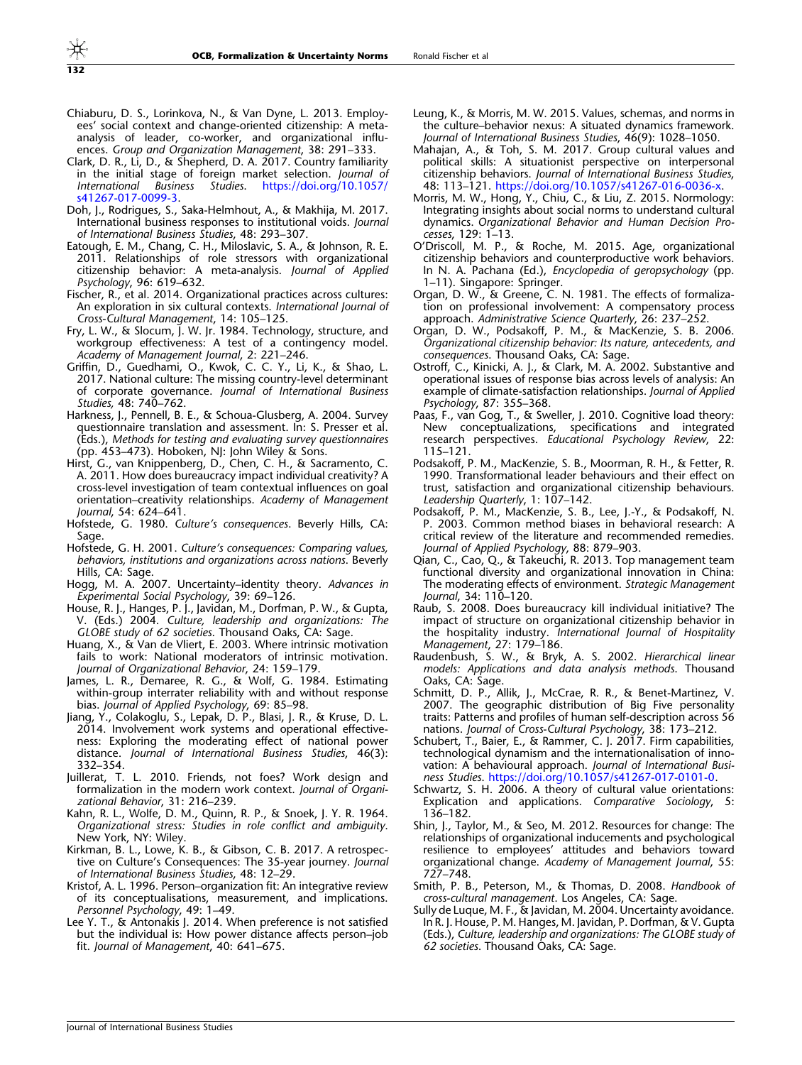Chiaburu, D. S., Lorinkova, N., & Van Dyne, L. 2013. Employees' social context and change-oriented citizenship: A meta-analysis of leader, co-worker, and organizational influences. *Group and Organization Management*, 38: 291–333.

Clark, D. R., Li, D., & Shepherd, D. A. 2017. Country familiarity in the initial stage of foreign market selection. *Journal of International Business Studies*. https://doi.org/10.1057/s41267-017-0099-3.

Doh, J., Rodrigues, S., Saka-Helmhout, A., & Makhija, M. 2017. International business responses to institutional voids. *Journal of International Business Studies*, 48: 293–307.

Eatough, E. M., Chang, C. H., Miloslavic, S. A., & Johnson, R. E. 2011. Relationships of role stressors with organizational citizenship behavior: A meta-analysis. *Journal of Applied Psychology*, 96: 619–632.

Fischer, R., et al. 2014. Organizational practices across cultures: An exploration in six cultural contexts. *International Journal of Cross-Cultural Management*, 14: 105–125.

Fry, L. W., & Slocum, J. W. Jr. 1984. Technology, structure, and workgroup effectiveness: A test of a contingency model. *Academy of Management Journal*, 2: 221–246.

Griffin, D., Guedhami, O., Kwok, C. C. Y., Li, K., & Shao, L. 2017. National culture: The missing country-level determinant of corporate governance. *Journal of International Business Studies*, 48: 740–762.

Harkness, J., Pennell, B. E., & Schoua-Glusberg, A. 2004. Survey questionnaire translation and assessment. In: S. Presser et al. (Eds.), *Methods for testing and evaluating survey questionnaires* (pp. 453–473). Hoboken, NJ: John Wiley & Sons.

Hirst, G., van Knippenberg, D., Chen, C. H., & Sacramento, C. A. 2011. How does bureaucracy impact individual creativity? A cross-level investigation of team contextual influences on goal orientation–creativity relationships. *Academy of Management Journal*, 54: 624–641.

Hofstede, G. 1980. *Culture's consequences*. Beverly Hills, CA: Sage.

Hofstede, G. H. 2001. *Culture's consequences: Comparing values, behaviors, institutions and organizations across nations*. Beverly Hills, CA: Sage.

Hogg, M. A. 2007. Uncertainty–identity theory. *Advances in Experimental Social Psychology*, 39: 69–126.

House, R. J., Hanges, P. J., Javidan, M., Dorfman, P. W., & Gupta, V. (Eds.) 2004. *Culture, leadership and organizations: The GLOBE study of 62 societies*. Thousand Oaks, CA: Sage.

Huang, X., & Van de Vliert, E. 2003. Where intrinsic motivation fails to work: National moderators of intrinsic motivation. *Journal of Organizational Behavior*, 24: 159–179.

James, L. R., Demaree, R. G., & Wolf, G. 1984. Estimating within-group interrater reliability with and without response bias. *Journal of Applied Psychology*, 69: 85–98.

Jiang, Y., Colakoglu, S., Lepak, D. P., Blasi, J. R., & Kruse, D. L. 2014. Involvement work systems and operational effectiveness: Exploring the moderating effect of national power distance. *Journal of International Business Studies*, 46(3): 332–354.

Juillerat, T. L. 2010. Friends, not foes? Work design and formalization in the modern work context. *Journal of Organizational Behavior*, 31: 216–239.

Kahn, R. L., Wolfe, D. M., Quinn, R. P., & Snoek, J. Y. R. 1964. *Organizational stress: Studies in role conflict and ambiguity*. New York, NY: Wiley.

Kirkman, B. L., Lowe, K. B., & Gibson, C. B. 2017. A retrospective on Culture's Consequences: The 35-year journey. *Journal of International Business Studies*, 48: 12–29.

Kristof, A. L. 1996. Person–organization fit: An integrative review of its conceptualisations, measurement, and implications. *Personnel Psychology*, 49: 1–49.

Lee Y. T., & Antonakis J. 2014. When preference is not satisfied but the individual is: How power distance affects person–job fit. *Journal of Management*, 40: 641–675.

Leung, K., & Morris, M. W. 2015. Values, schemas, and norms in the culture–behavior nexus: A situated dynamics framework. *Journal of International Business Studies*, 46(9): 1028–1050.

Mahajan, A., & Toh, S. M. 2017. Group cultural values and political skills: A situationist perspective on interpersonal citizenship behaviors. *Journal of International Business Studies*, 48: 113–121. https://doi.org/10.1057/s41267-016-0036-x.

Morris, M. W., Hong, Y., Chiu, C., & Liu, Z. 2015. Normology: Integrating insights about social norms to understand cultural dynamics. *Organizational Behavior and Human Decision Processes*, 129: 1–13.

O'Driscoll, M. P., & Roche, M. 2015. Age, organizational citizenship behaviors and counterproductive work behaviors. In N. A. Pachana (Ed.), *Encyclopedia of geropsychology* (pp. 1–11). Singapore: Springer.

Organ, D. W., & Greene, C. N. 1981. The effects of formalization on professional involvement: A compensatory process approach. *Administrative Science Quarterly*, 26: 237–252.

Organ, D. W., Podsakoff, P. M., & MacKenzie, S. B. 2006. *Organizational citizenship behavior: Its nature, antecedents, and consequences*. Thousand Oaks, CA: Sage.

Ostroff, C., Kinicki, A. J., & Clark, M. A. 2002. Substantive and operational issues of response bias across levels of analysis: An example of climate-satisfaction relationships. *Journal of Applied Psychology*, 87: 355–368.

Paas, F., van Gog, T., & Sweller, J. 2010. Cognitive load theory: New conceptualizations, specifications and integrated research perspectives. *Educational Psychology Review*, 22: 115–121.

Podsakoff, P. M., MacKenzie, S. B., Moorman, R. H., & Fetter, R. 1990. Transformational leader behaviours and their effect on trust, satisfaction and organizational citizenship behaviours. *Leadership Quarterly*, 1: 107–142.

Podsakoff, P. M., MacKenzie, S. B., Lee, J.-Y., & Podsakoff, N. P. 2003. Common method biases in behavioral research: A critical review of the literature and recommended remedies. *Journal of Applied Psychology*, 88: 879–903.

Qian, C., Cao, Q., & Takeuchi, R. 2013. Top management team functional diversity and organizational innovation in China: The moderating effects of environment. *Strategic Management Journal*, 34: 110–120.

Raub, S. 2008. Does bureaucracy kill individual initiative? The impact of structure on organizational citizenship behavior in the hospitality industry. *International Journal of Hospitality Management*, 27: 179–186.

Raudenbush, S. W., & Bryk, A. S. 2002. *Hierarchical linear models: Applications and data analysis methods*. Thousand Oaks, CA: Sage.

Schmitt, D. P., Allik, J., McCrae, R. R., & Benet-Martinez, V. 2007. The geographic distribution of Big Five personality traits: Patterns and profiles of human self-description across 56 nations. *Journal of Cross-Cultural Psychology*, 38: 173–212.

Schubert, T., Baier, E., & Rammer, C. J. 2017. Firm capabilities, technological dynamism and the internationalisation of innovation: A behavioural approach. *Journal of International Business Studies*. https://doi.org/10.1057/s41267-017-0101-0.

Schwartz, S. H. 2006. A theory of cultural value orientations: Explication and applications. *Comparative Sociology*, 5: 136–182.

Shin, J., Taylor, M., & Seo, M. 2012. Resources for change: The relationships of organizational inducements and psychological resilience to employees' attitudes and behaviors toward organizational change. *Academy of Management Journal*, 55: 727–748.

Smith, P. B., Peterson, M., & Thomas, D. 2008. *Handbook of cross-cultural management*. Los Angeles, CA: Sage.

Sully de Luque, M. F., & Javidan, M. 2004. Uncertainty avoidance. In R. J. House, P. M. Hanges, M. Javidan, P. Dorfman, & V. Gupta (Eds.), *Culture, leadership and organizations: The GLOBE study of 62 societies*. Thousand Oaks, CA: Sage.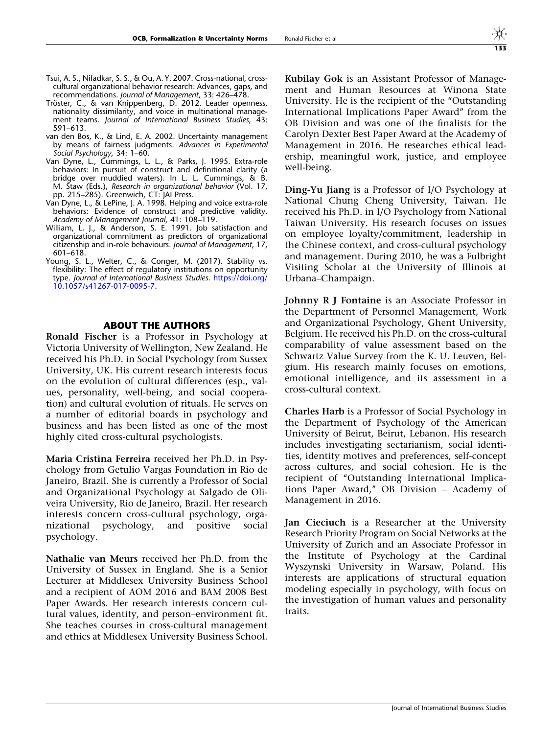Tsui, A. S., Nifadkar, S. S., & Ou, A. Y. 2007. Cross-national, cross-cultural organizational behavior research: Advances, gaps, and recommendations. *Journal of Management*, 33: 426–478.

Tröster, C., & van Knippenberg, D. 2012. Leader openness, nationality dissimilarity, and voice in multinational management teams. *Journal of International Business Studies*, 43: 591–613.

van den Bos, K., & Lind, E. A. 2002. Uncertainty management by means of fairness judgments. *Advances in Experimental Social Psychology*, 34: 1–60.

Van Dyne, L., Cummings, L. L., & Parks, J. 1995. Extra-role behaviors: In pursuit of construct and definitional clarity (a bridge over muddied waters). In L. L. Cummings, & B. M. Staw (Eds.), *Research in organizational behavior* (Vol. 17, pp. 215–285). Greenwich, CT: JAI Press.

Van Dyne, L., & LePine, J. A. 1998. Helping and voice extra-role behaviors: Evidence of construct and predictive validity. *Academy of Management Journal*, 41: 108–119.

William, L. J., & Anderson, S. E. 1991. Job satisfaction and organizational commitment as predictors of organizational citizenship and in-role behaviours. *Journal of Management*, 17, 601–618.

Young, S. L., Welter, C., & Conger, M. (2017). Stability vs. flexibility: The effect of regulatory institutions on opportunity type. *Journal of International Business Studies*. https://doi.org/10.1057/s41267-017-0095-7.

## ABOUT THE AUTHORS

**Ronald Fischer** is a Professor in Psychology at Victoria University of Wellington, New Zealand. He received his Ph.D. in Social Psychology from Sussex University, UK. His current research interests focus on the evolution of cultural differences (esp., values, personality, well-being, and social cooperation) and cultural evolution of rituals. He serves on a number of editorial boards in psychology and business and has been listed as one of the most highly cited cross-cultural psychologists.

**Maria Cristina Ferreira** received her Ph.D. in Psychology from Getulio Vargas Foundation in Rio de Janeiro, Brazil. She is currently a Professor of Social and Organizational Psychology at Salgado de Oliveira University, Rio de Janeiro, Brazil. Her research interests concern cross-cultural psychology, organizational psychology, and positive social psychology.

**Nathalie van Meurs** received her Ph.D. from the University of Sussex in England. She is a Senior Lecturer at Middlesex University Business School and a recipient of AOM 2016 and BAM 2008 Best Paper Awards. Her research interests concern cultural values, identity, and person–environment fit. She teaches courses in cross-cultural management and ethics at Middlesex University Business School.

**Kubilay Gok** is an Assistant Professor of Management and Human Resources at Winona State University. He is the recipient of the "Outstanding International Implications Paper Award" from the OB Division and was one of the finalists for the Carolyn Dexter Best Paper Award at the Academy of Management in 2016. He researches ethical leadership, meaningful work, justice, and employee well-being.

**Ding-Yu Jiang** is a Professor of I/O Psychology at National Chung Cheng University, Taiwan. He received his Ph.D. in I/O Psychology from National Taiwan University. His research focuses on issues on employee loyalty/commitment, leadership in the Chinese context, and cross-cultural psychology and management. During 2010, he was a Fulbright Visiting Scholar at the University of Illinois at Urbana–Champaign.

**Johnny R J Fontaine** is an Associate Professor in the Department of Personnel Management, Work and Organizational Psychology, Ghent University, Belgium. He received his Ph.D. on the cross-cultural comparability of value assessment based on the Schwartz Value Survey from the K. U. Leuven, Belgium. His research mainly focuses on emotions, emotional intelligence, and its assessment in a cross-cultural context.

**Charles Harb** is a Professor of Social Psychology in the Department of Psychology of the American University of Beirut, Beirut, Lebanon. His research includes investigating sectarianism, social identities, identity motives and preferences, self-concept across cultures, and social cohesion. He is the recipient of "Outstanding International Implications Paper Award," OB Division – Academy of Management in 2016.

**Jan Cieciuch** is a Researcher at the University Research Priority Program on Social Networks at the University of Zurich and an Associate Professor in the Institute of Psychology at the Cardinal Wyszynski University in Warsaw, Poland. His interests are applications of structural equation modeling especially in psychology, with focus on the investigation of human values and personality traits.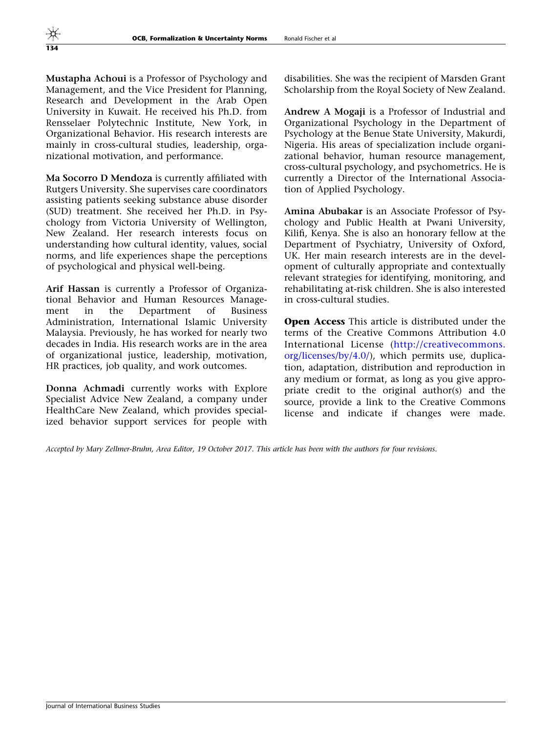**Mustapha Achoui** is a Professor of Psychology and Management, and the Vice President for Planning, Research and Development in the Arab Open University in Kuwait. He received his Ph.D. from Rensselaer Polytechnic Institute, New York, in Organizational Behavior. His research interests are mainly in cross-cultural studies, leadership, organizational motivation, and performance.

**Ma Socorro D Mendoza** is currently affiliated with Rutgers University. She supervises care coordinators assisting patients seeking substance abuse disorder (SUD) treatment. She received her Ph.D. in Psychology from Victoria University of Wellington, New Zealand. Her research interests focus on understanding how cultural identity, values, social norms, and life experiences shape the perceptions of psychological and physical well-being.

**Arif Hassan** is currently a Professor of Organizational Behavior and Human Resources Management in the Department of Business Administration, International Islamic University Malaysia. Previously, he has worked for nearly two decades in India. His research works are in the area of organizational justice, leadership, motivation, HR practices, job quality, and work outcomes.

**Donna Achmadi** currently works with Explore Specialist Advice New Zealand, a company under HealthCare New Zealand, which provides specialized behavior support services for people with disabilities. She was the recipient of Marsden Grant Scholarship from the Royal Society of New Zealand.

**Andrew A Mogaji** is a Professor of Industrial and Organizational Psychology in the Department of Psychology at the Benue State University, Makurdi, Nigeria. His areas of specialization include organizational behavior, human resource management, cross-cultural psychology, and psychometrics. He is currently a Director of the International Association of Applied Psychology.

**Amina Abubakar** is an Associate Professor of Psychology and Public Health at Pwani University, Kilifi, Kenya. She is also an honorary fellow at the Department of Psychiatry, University of Oxford, UK. Her main research interests are in the development of culturally appropriate and contextually relevant strategies for identifying, monitoring, and rehabilitating at-risk children. She is also interested in cross-cultural studies.

**Open Access** This article is distributed under the terms of the Creative Commons Attribution 4.0 International License (http://creativecommons.org/licenses/by/4.0/), which permits use, duplication, adaptation, distribution and reproduction in any medium or format, as long as you give appropriate credit to the original author(s) and the source, provide a link to the Creative Commons license and indicate if changes were made.

*Accepted by Mary Zellmer-Bruhn, Area Editor, 19 October 2017. This article has been with the authors for four revisions.*